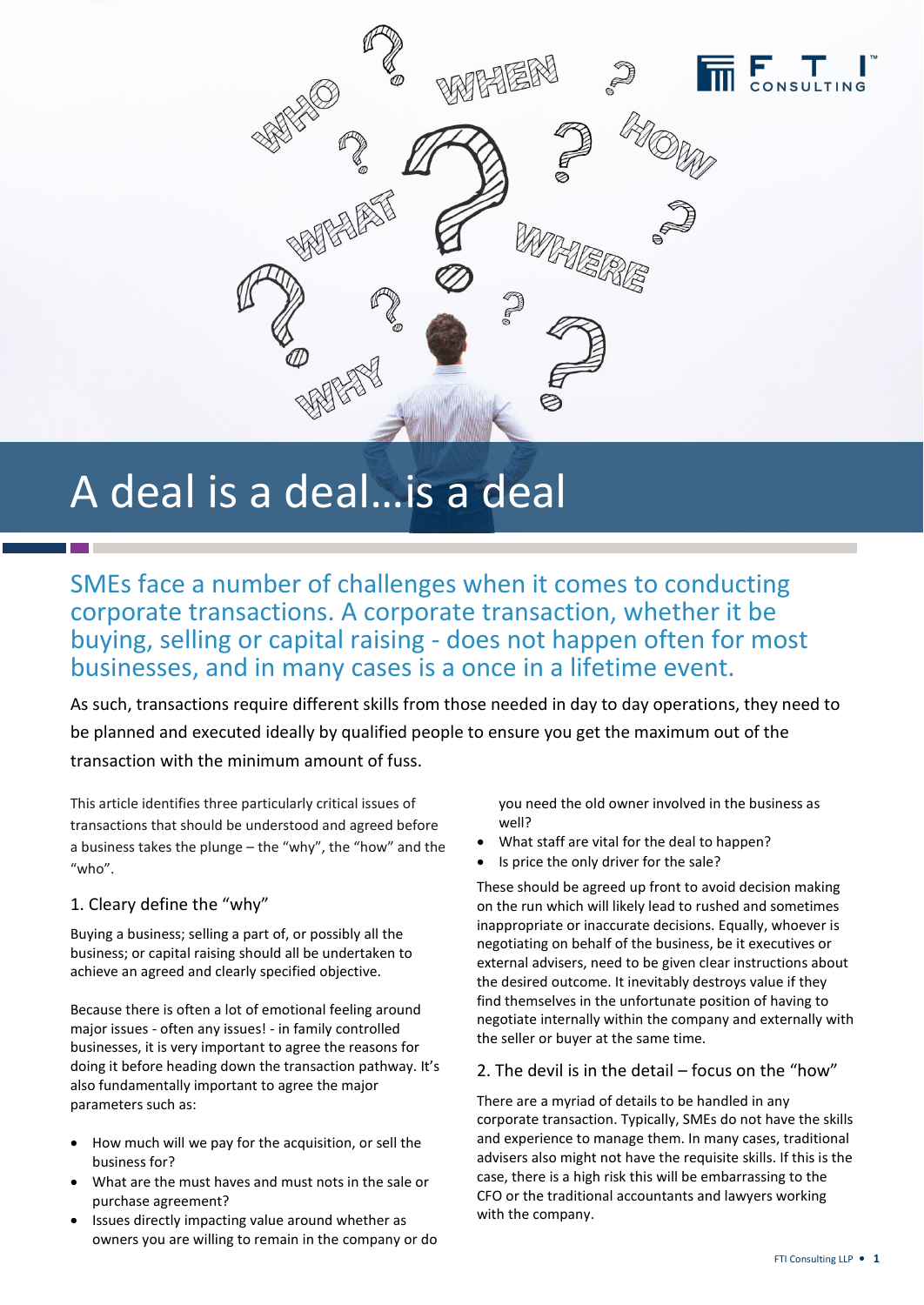# A deal is a deal…is a deal

## SMEs face a number of challenges when it comes to conducting corporate transactions. A corporate transaction, whether it be buying, selling or capital raising - does not happen often for most businesses, and in many cases is a once in a lifetime event.

As such, transactions require different skills from those needed in day to day operations, they need to be planned and executed ideally by qualified people to ensure you get the maximum out of the transaction with the minimum amount of fuss.

This article identifies three particularly critical issues of transactions that should be understood and agreed before a business takes the plunge – the "why", the "how" and the "who".

### 1. Cleary define the "why"

Buying a business; selling a part of, or possibly all the business; or capital raising should all be undertaken to achieve an agreed and clearly specified objective.

Because there is often a lot of emotional feeling around major issues - often any issues! - in family controlled businesses, it is very important to agree the reasons for doing it before heading down the transaction pathway. It's also fundamentally important to agree the major parameters such as:

- How much will we pay for the acquisition, or sell the business for?
- What are the must haves and must nots in the sale or purchase agreement?
- Issues directly impacting value around whether as owners you are willing to remain in the company or do you need the old owner involved in the business as well?
- What staff are vital for the deal to happen?
- Is price the only driver for the sale?

These should be agreed up front to avoid decision making on the run which will likely lead to rushed and sometimes inappropriate or inaccurate decisions. Equally, whoever is negotiating on behalf of the business, be it executives or external advisers, need to be given clear instructions about the desired outcome. It inevitably destroys value if they find themselves in the unfortunate position of having to negotiate internally within the company and externally with the seller or buyer at the same time.

### 2. The devil is in the detail – focus on the "how"

There are a myriad of details to be handled in any corporate transaction. Typically, SMEs do not have the skills and experience to manage them. In many cases, traditional advisers also might not have the requisite skills. If this is the case, there is a high risk this will be embarrassing to the CFO or the traditional accountants and lawyers working with the company.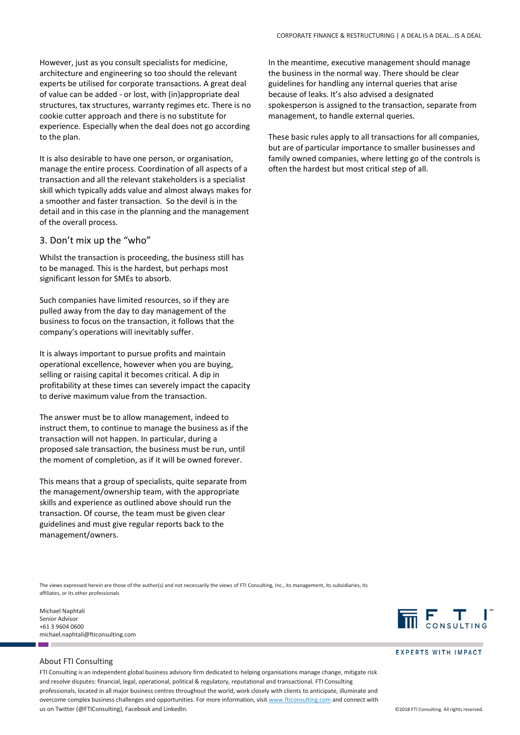However, just as you consult specialists for medicine, architecture and engineering so too should the relevant experts be utilised for corporate transactions. A great deal of value can be added - or lost, with (in)appropriate deal structures, tax structures, warranty regimes etc. There is no cookie cutter approach and there is no substitute for experience. Especially when the deal does not go according to the plan.

It is also desirable to have one person, or organisation, manage the entire process. Coordination of all aspects of a transaction and all the relevant stakeholders is a specialist skill which typically adds value and almost always makes for a smoother and faster transaction. So the devil is in the detail and in this case in the planning and the management of the overall process.

## 3. Don't mix up the "who"

Whilst the transaction is proceeding, the business still has to be managed. This is the hardest, but perhaps most significant lesson for SMEs to absorb.

Such companies have limited resources, so if they are pulled away from the day to day management of the business to focus on the transaction, it follows that the company's operations will inevitably suffer.

It is always important to pursue profits and maintain operational excellence, however when you are buying, selling or raising capital it becomes critical. A dip in profitability at these times can severely impact the capacity to derive maximum value from the transaction.

The answer must be to allow management, indeed to instruct them, to continue to manage the business as if the transaction will not happen. In particular, during a proposed sale transaction, the business must be run, until the moment of completion, as if it will be owned forever.

This means that a group of specialists, quite separate from the management/ownership team, with the appropriate skills and experience as outlined above should run the transaction. Of course, the team must be given clear guidelines and must give regular reports back to the management/owners.

In the meantime, executive management should manage the business in the normal way. There should be clear guidelines for handling any internal queries that arise because of leaks. It's also advised a designated spokesperson is assigned to the transaction, separate from management, to handle external queries.

These basic rules apply to all transactions for all companies, but are of particular importance to smaller businesses and family owned companies, where letting go of the controls is often the hardest but most critical step of all.

The views expressed herein are those of the author(s) and not necessarily the views of FTI Consulting, Inc., its management, its subsidiaries, its affiliates, or its other professionals

Michael Naphtali
Senior Advisor
+61 3 9604 0600
michael.naphtali@fticonsulting.com

FTI CONSULTING

EXPERTS WITH IMPACT

### About FTI Consulting

FTI Consulting is an independent global business advisory firm dedicated to helping organisations manage change, mitigate risk and resolve disputes: financial, legal, operational, political & regulatory, reputational and transactional. FTI Consulting professionals, located in all major business centres throughout the world, work closely with clients to anticipate, illuminate and overcome complex business challenges and opportunities. For more information, visit www.fticonsulting.com and connect with us on Twitter (@FTIConsulting), Facebook and LinkedIn.

©2018 FTI Consulting. All rights reserved.